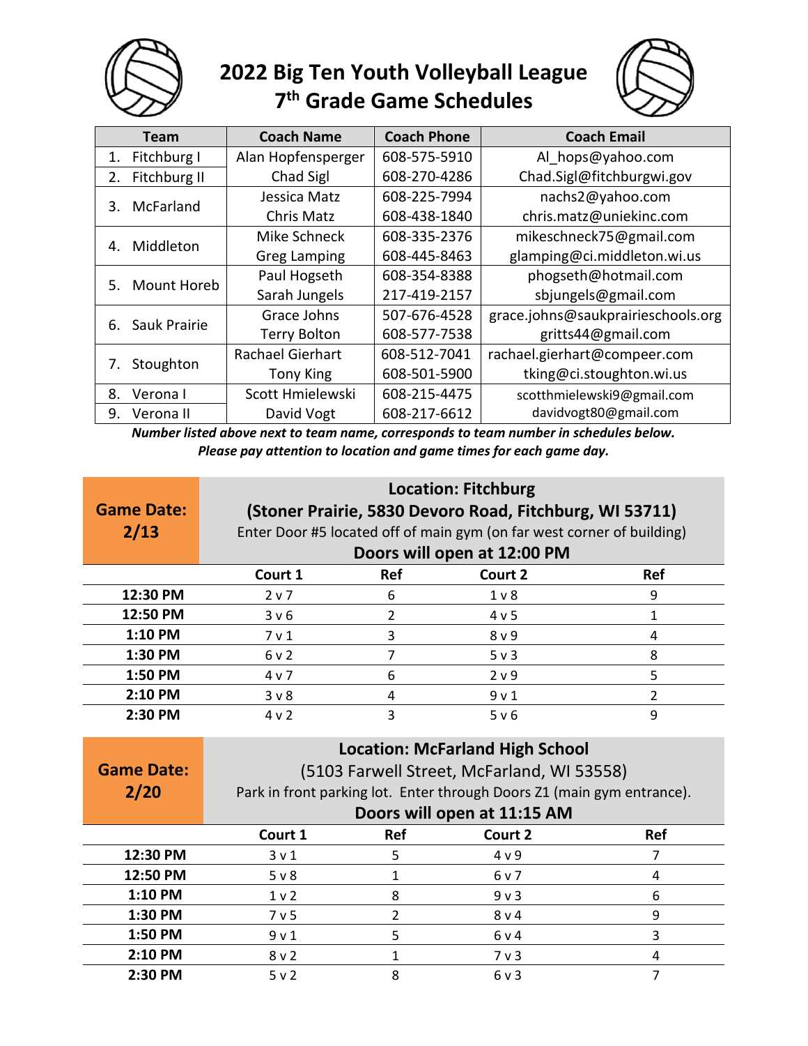# 2022 Big Ten Youth Volleyball League
# 7th Grade Game Schedules

| Team | Coach Name | Coach Phone | Coach Email |
|---|---|---|---|
| 1. Fitchburg I | Alan Hopfensperger | 608-575-5910 | Al_hops@yahoo.com |
| 2. Fitchburg II | Chad Sigl | 608-270-4286 | Chad.Sigl@fitchburgwi.gov |
| 3. McFarland | Jessica Matz | 608-225-7994 | nachs2@yahoo.com |
| | Chris Matz | 608-438-1840 | chris.matz@uniekinc.com |
| 4. Middleton | Mike Schneck | 608-335-2376 | mikeschneck75@gmail.com |
| | Greg Lamping | 608-445-8463 | glamping@ci.middleton.wi.us |
| 5. Mount Horeb | Paul Hogseth | 608-354-8388 | phogseth@hotmail.com |
| | Sarah Jungels | 217-419-2157 | sbjungels@gmail.com |
| 6. Sauk Prairie | Grace Johns | 507-676-4528 | grace.johns@saukprairieschools.org |
| | Terry Bolton | 608-577-7538 | gritts44@gmail.com |
| 7. Stoughton | Rachael Gierhart | 608-512-7041 | rachael.gierhart@compeer.com |
| | Tony King | 608-501-5900 | tking@ci.stoughton.wi.us |
| 8. Verona I | Scott Hmielewski | 608-215-4475 | scotthmielewski9@gmail.com |
| 9. Verona II | David Vogt | 608-217-6612 | davidvogt80@gmail.com |

***Number listed above next to team name, corresponds to team number in schedules below.***
***Please pay attention to location and game times for each game day.***

## Game Date: 2/13

**Location: Fitchburg**
**(Stoner Prairie, 5830 Devoro Road, Fitchburg, WI 53711)**
Enter Door #5 located off of main gym (on far west corner of building)
**Doors will open at 12:00 PM**

| | Court 1 | Ref | Court 2 | Ref |
|---|---|---|---|---|
| **12:30 PM** | 2 v 7 | 6 | 1 v 8 | 9 |
| **12:50 PM** | 3 v 6 | 2 | 4 v 5 | 1 |
| **1:10 PM** | 7 v 1 | 3 | 8 v 9 | 4 |
| **1:30 PM** | 6 v 2 | 7 | 5 v 3 | 8 |
| **1:50 PM** | 4 v 7 | 6 | 2 v 9 | 5 |
| **2:10 PM** | 3 v 8 | 4 | 9 v 1 | 2 |
| **2:30 PM** | 4 v 2 | 3 | 5 v 6 | 9 |

## Game Date: 2/20

**Location: McFarland High School**
(5103 Farwell Street, McFarland, WI 53558)
Park in front parking lot. Enter through Doors Z1 (main gym entrance).
**Doors will open at 11:15 AM**

| | Court 1 | Ref | Court 2 | Ref |
|---|---|---|---|---|
| **12:30 PM** | 3 v 1 | 5 | 4 v 9 | 7 |
| **12:50 PM** | 5 v 8 | 1 | 6 v 7 | 4 |
| **1:10 PM** | 1 v 2 | 8 | 9 v 3 | 6 |
| **1:30 PM** | 7 v 5 | 2 | 8 v 4 | 9 |
| **1:50 PM** | 9 v 1 | 5 | 6 v 4 | 3 |
| **2:10 PM** | 8 v 2 | 1 | 7 v 3 | 4 |
| **2:30 PM** | 5 v 2 | 8 | 6 v 3 | 7 |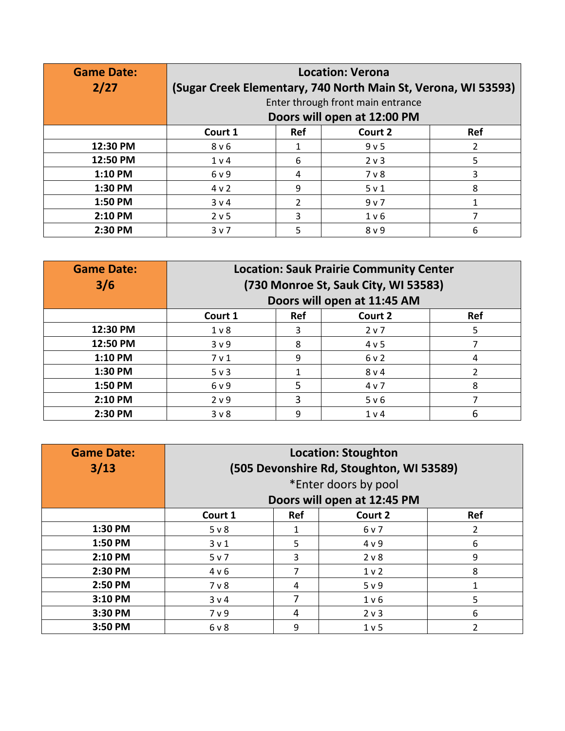| Game Date: 2/27 | Location: Verona (Sugar Creek Elementary, 740 North Main St, Verona, WI 53593) Enter through front main entrance **Doors will open at 12:00 PM** | | | |
|---|---|---|---|---|
| | **Court 1** | **Ref** | **Court 2** | **Ref** |
| **12:30 PM** | 8 v 6 | 1 | 9 v 5 | 2 |
| **12:50 PM** | 1 v 4 | 6 | 2 v 3 | 5 |
| **1:10 PM** | 6 v 9 | 4 | 7 v 8 | 3 |
| **1:30 PM** | 4 v 2 | 9 | 5 v 1 | 8 |
| **1:50 PM** | 3 v 4 | 2 | 9 v 7 | 1 |
| **2:10 PM** | 2 v 5 | 3 | 1 v 6 | 7 |
| **2:30 PM** | 3 v 7 | 5 | 8 v 9 | 6 |

| Game Date: 3/6 | Location: Sauk Prairie Community Center (730 Monroe St, Sauk City, WI 53583) **Doors will open at 11:45 AM** | | | |
|---|---|---|---|---|
| | **Court 1** | **Ref** | **Court 2** | **Ref** |
| **12:30 PM** | 1 v 8 | 3 | 2 v 7 | 5 |
| **12:50 PM** | 3 v 9 | 8 | 4 v 5 | 7 |
| **1:10 PM** | 7 v 1 | 9 | 6 v 2 | 4 |
| **1:30 PM** | 5 v 3 | 1 | 8 v 4 | 2 |
| **1:50 PM** | 6 v 9 | 5 | 4 v 7 | 8 |
| **2:10 PM** | 2 v 9 | 3 | 5 v 6 | 7 |
| **2:30 PM** | 3 v 8 | 9 | 1 v 4 | 6 |

| Game Date: 3/13 | Location: Stoughton (505 Devonshire Rd, Stoughton, WI 53589) *Enter doors by pool **Doors will open at 12:45 PM** | | | |
|---|---|---|---|---|
| | **Court 1** | **Ref** | **Court 2** | **Ref** |
| **1:30 PM** | 5 v 8 | 1 | 6 v 7 | 2 |
| **1:50 PM** | 3 v 1 | 5 | 4 v 9 | 6 |
| **2:10 PM** | 5 v 7 | 3 | 2 v 8 | 9 |
| **2:30 PM** | 4 v 6 | 7 | 1 v 2 | 8 |
| **2:50 PM** | 7 v 8 | 4 | 5 v 9 | 1 |
| **3:10 PM** | 3 v 4 | 7 | 1 v 6 | 5 |
| **3:30 PM** | 7 v 9 | 4 | 2 v 3 | 6 |
| **3:50 PM** | 6 v 8 | 9 | 1 v 5 | 2 |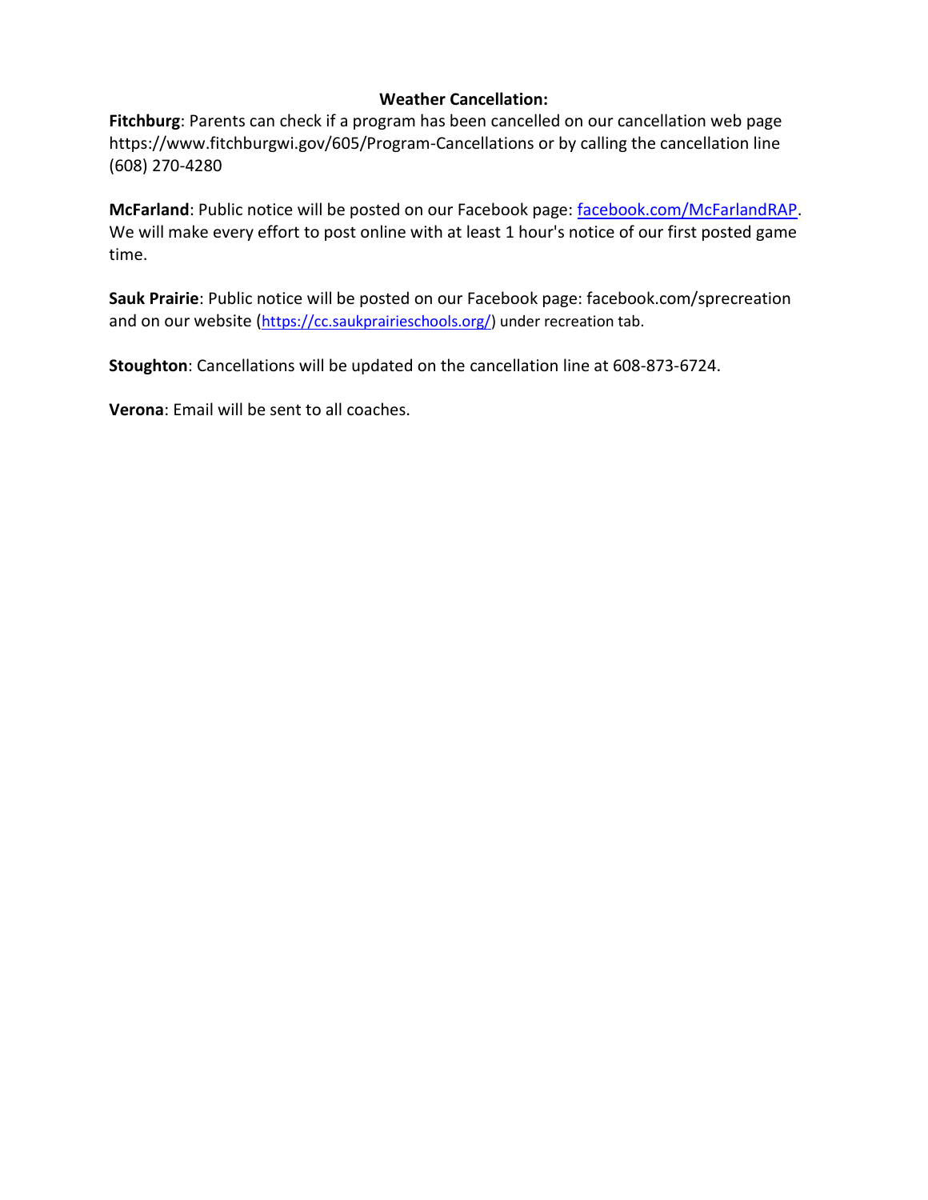**Weather Cancellation:**

**Fitchburg**: Parents can check if a program has been cancelled on our cancellation web page https://www.fitchburgwi.gov/605/Program-Cancellations or by calling the cancellation line (608) 270-4280

**McFarland**: Public notice will be posted on our Facebook page: facebook.com/McFarlandRAP. We will make every effort to post online with at least 1 hour's notice of our first posted game time.

**Sauk Prairie**: Public notice will be posted on our Facebook page: facebook.com/sprecreation and on our website (https://cc.saukprairieschools.org/) under recreation tab.

**Stoughton**: Cancellations will be updated on the cancellation line at 608-873-6724.

**Verona**: Email will be sent to all coaches.